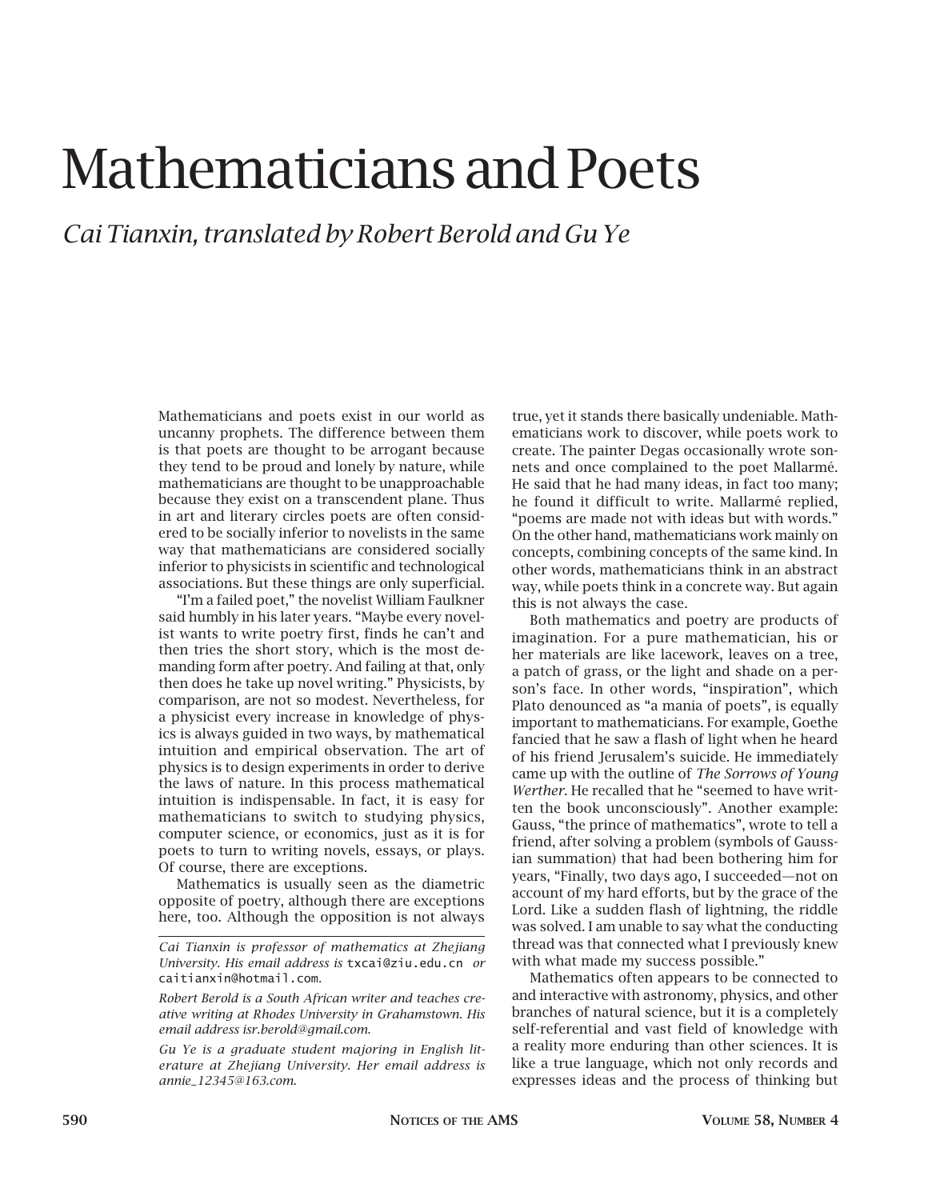# Mathematicians and Poets

*Cai Tianxin, translated by Robert Berold and Gu Ye*

Mathematicians and poets exist in our world as uncanny prophets. The difference between them is that poets are thought to be arrogant because they tend to be proud and lonely by nature, while mathematicians are thought to be unapproachable because they exist on a transcendent plane. Thus in art and literary circles poets are often considered to be socially inferior to novelists in the same way that mathematicians are considered socially inferior to physicists in scientific and technological associations. But these things are only superficial.

"I'm a failed poet," the novelist William Faulkner said humbly in his later years. "Maybe every novelist wants to write poetry first, finds he can't and then tries the short story, which is the most demanding form after poetry. And failing at that, only then does he take up novel writing." Physicists, by comparison, are not so modest. Nevertheless, for a physicist every increase in knowledge of physics is always guided in two ways, by mathematical intuition and empirical observation. The art of physics is to design experiments in order to derive the laws of nature. In this process mathematical intuition is indispensable. In fact, it is easy for mathematicians to switch to studying physics, computer science, or economics, just as it is for poets to turn to writing novels, essays, or plays. Of course, there are exceptions.

Mathematics is usually seen as the diametric opposite of poetry, although there are exceptions here, too. Although the opposition is not always true, yet it stands there basically undeniable. Mathematicians work to discover, while poets work to create. The painter Degas occasionally wrote sonnets and once complained to the poet Mallarmé. He said that he had many ideas, in fact too many; he found it difficult to write. Mallarmé replied, "poems are made not with ideas but with words." On the other hand, mathematicians work mainly on concepts, combining concepts of the same kind. In other words, mathematicians think in an abstract way, while poets think in a concrete way. But again this is not always the case.

Both mathematics and poetry are products of imagination. For a pure mathematician, his or her materials are like lacework, leaves on a tree, a patch of grass, or the light and shade on a person's face. In other words, "inspiration", which Plato denounced as "a mania of poets", is equally important to mathematicians. For example, Goethe fancied that he saw a flash of light when he heard of his friend Jerusalem's suicide. He immediately came up with the outline of *The Sorrows of Young Werther*. He recalled that he "seemed to have written the book unconsciously". Another example: Gauss, "the prince of mathematics", wrote to tell a friend, after solving a problem (symbols of Gaussian summation) that had been bothering him for years, "Finally, two days ago, I succeeded—not on account of my hard efforts, but by the grace of the Lord. Like a sudden flash of lightning, the riddle was solved. I am unable to say what the conducting thread was that connected what I previously knew with what made my success possible."

Mathematics often appears to be connected to and interactive with astronomy, physics, and other branches of natural science, but it is a completely self-referential and vast field of knowledge with a reality more enduring than other sciences. It is like a true language, which not only records and expresses ideas and the process of thinking but

---

*Cai Tianxin is professor of mathematics at Zhejiang University. His email address is* txcai@zju.edu.cn *or* caitianxin@hotmail.com.

*Robert Berold is a South African writer and teaches creative writing at Rhodes University in Grahamstown. His email address isr.berold@gmail.com.*

*Gu Ye is a graduate student majoring in English literature at Zhejiang University. Her email address is annie_12345@163.com.*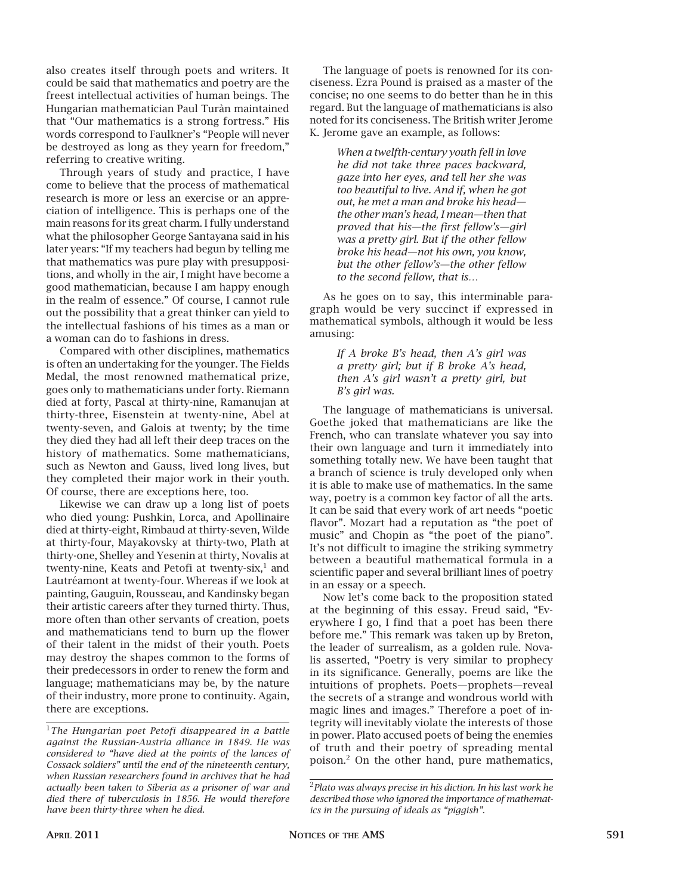also creates itself through poets and writers. It could be said that mathematics and poetry are the freest intellectual activities of human beings. The Hungarian mathematician Paul Turàn maintained that "Our mathematics is a strong fortress." His words correspond to Faulkner's "People will never be destroyed as long as they yearn for freedom," referring to creative writing.

Through years of study and practice, I have come to believe that the process of mathematical research is more or less an exercise or an appreciation of intelligence. This is perhaps one of the main reasons for its great charm. I fully understand what the philosopher George Santayana said in his later years: "If my teachers had begun by telling me that mathematics was pure play with presuppositions, and wholly in the air, I might have become a good mathematician, because I am happy enough in the realm of essence." Of course, I cannot rule out the possibility that a great thinker can yield to the intellectual fashions of his times as a man or a woman can do to fashions in dress.

Compared with other disciplines, mathematics is often an undertaking for the younger. The Fields Medal, the most renowned mathematical prize, goes only to mathematicians under forty. Riemann died at forty, Pascal at thirty-nine, Ramanujan at thirty-three, Eisenstein at twenty-nine, Abel at twenty-seven, and Galois at twenty; by the time they died they had all left their deep traces on the history of mathematics. Some mathematicians, such as Newton and Gauss, lived long lives, but they completed their major work in their youth. Of course, there are exceptions here, too.

Likewise we can draw up a long list of poets who died young: Pushkin, Lorca, and Apollinaire died at thirty-eight, Rimbaud at thirty-seven, Wilde at thirty-four, Mayakovsky at thirty-two, Plath at thirty-one, Shelley and Yesenin at thirty, Novalis at twenty-nine, Keats and Petofi at twenty-six,[1] and Lautréamont at twenty-four. Whereas if we look at painting, Gauguin, Rousseau, and Kandinsky began their artistic careers after they turned thirty. Thus, more often than other servants of creation, poets and mathematicians tend to burn up the flower of their talent in the midst of their youth. Poets may destroy the shapes common to the forms of their predecessors in order to renew the form and language; mathematicians may be, by the nature of their industry, more prone to continuity. Again, there are exceptions.

The language of poets is renowned for its conciseness. Ezra Pound is praised as a master of the concise; no one seems to do better than he in this regard. But the language of mathematicians is also noted for its conciseness. The British writer Jerome K. Jerome gave an example, as follows:

> *When a twelfth-century youth fell in love he did not take three paces backward, gaze into her eyes, and tell her she was too beautiful to live. And if, when he got out, he met a man and broke his head—the other man's head, I mean—then that proved that his—the first fellow's—girl was a pretty girl. But if the other fellow broke his head—not his own, you know, but the other fellow's—the other fellow to the second fellow, that is…*

As he goes on to say, this interminable paragraph would be very succinct if expressed in mathematical symbols, although it would be less amusing:

> *If A broke B's head, then A's girl was a pretty girl; but if B broke A's head, then A's girl wasn't a pretty girl, but B's girl was.*

The language of mathematicians is universal. Goethe joked that mathematicians are like the French, who can translate whatever you say into their own language and turn it immediately into something totally new. We have been taught that a branch of science is truly developed only when it is able to make use of mathematics. In the same way, poetry is a common key factor of all the arts. It can be said that every work of art needs "poetic flavor". Mozart had a reputation as "the poet of music" and Chopin as "the poet of the piano". It's not difficult to imagine the striking symmetry between a beautiful mathematical formula in a scientific paper and several brilliant lines of poetry in an essay or a speech.

Now let's come back to the proposition stated at the beginning of this essay. Freud said, "Everywhere I go, I find that a poet has been there before me." This remark was taken up by Breton, the leader of surrealism, as a golden rule. Novalis asserted, "Poetry is very similar to prophecy in its significance. Generally, poems are like the intuitions of prophets. Poets—prophets—reveal the secrets of a strange and wondrous world with magic lines and images." Therefore a poet of integrity will inevitably violate the interests of those in power. Plato accused poets of being the enemies of truth and their poetry of spreading mental poison.[2] On the other hand, pure mathematics,

---

[1] *The Hungarian poet Petofi disappeared in a battle against the Russian-Austria alliance in 1849. He was considered to "have died at the points of the lances of Cossack soldiers" until the end of the nineteenth century, when Russian researchers found in archives that he had actually been taken to Siberia as a prisoner of war and died there of tuberculosis in 1856. He would therefore have been thirty-three when he died.*

[2] *Plato was always precise in his diction. In his last work he described those who ignored the importance of mathematics in the pursuing of ideals as "piggish".*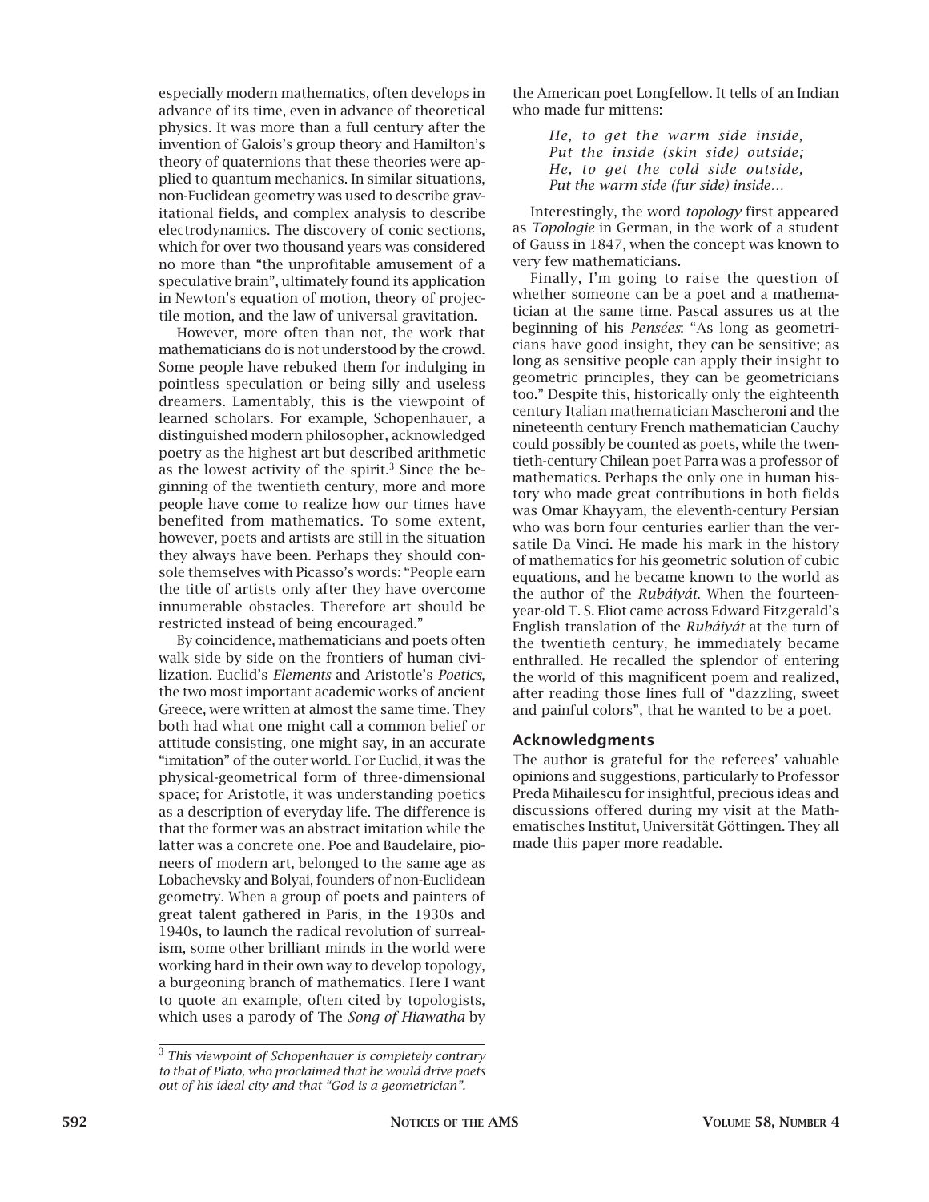especially modern mathematics, often develops in advance of its time, even in advance of theoretical physics. It was more than a full century after the invention of Galois's group theory and Hamilton's theory of quaternions that these theories were applied to quantum mechanics. In similar situations, non-Euclidean geometry was used to describe gravitational fields, and complex analysis to describe electrodynamics. The discovery of conic sections, which for over two thousand years was considered no more than "the unprofitable amusement of a speculative brain", ultimately found its application in Newton's equation of motion, theory of projectile motion, and the law of universal gravitation.

However, more often than not, the work that mathematicians do is not understood by the crowd. Some people have rebuked them for indulging in pointless speculation or being silly and useless dreamers. Lamentably, this is the viewpoint of learned scholars. For example, Schopenhauer, a distinguished modern philosopher, acknowledged poetry as the highest art but described arithmetic as the lowest activity of the spirit.[3] Since the beginning of the twentieth century, more and more people have come to realize how our times have benefited from mathematics. To some extent, however, poets and artists are still in the situation they always have been. Perhaps they should console themselves with Picasso's words: "People earn the title of artists only after they have overcome innumerable obstacles. Therefore art should be restricted instead of being encouraged."

By coincidence, mathematicians and poets often walk side by side on the frontiers of human civilization. Euclid's *Elements* and Aristotle's *Poetics*, the two most important academic works of ancient Greece, were written at almost the same time. They both had what one might call a common belief or attitude consisting, one might say, in an accurate "imitation" of the outer world. For Euclid, it was the physical-geometrical form of three-dimensional space; for Aristotle, it was understanding poetics as a description of everyday life. The difference is that the former was an abstract imitation while the latter was a concrete one. Poe and Baudelaire, pioneers of modern art, belonged to the same age as Lobachevsky and Bolyai, founders of non-Euclidean geometry. When a group of poets and painters of great talent gathered in Paris, in the 1930s and 1940s, to launch the radical revolution of surrealism, some other brilliant minds in the world were working hard in their own way to develop topology, a burgeoning branch of mathematics. Here I want to quote an example, often cited by topologists, which uses a parody of The *Song of Hiawatha* by the American poet Longfellow. It tells of an Indian who made fur mittens:

> *He, to get the warm side inside,*
> *Put the inside (skin side) outside;*
> *He, to get the cold side outside,*
> *Put the warm side (fur side) inside…*

Interestingly, the word *topology* first appeared as *Topologie* in German, in the work of a student of Gauss in 1847, when the concept was known to very few mathematicians.

Finally, I'm going to raise the question of whether someone can be a poet and a mathematician at the same time. Pascal assures us at the beginning of his *Pensées*: "As long as geometricians have good insight, they can be sensitive; as long as sensitive people can apply their insight to geometric principles, they can be geometricians too." Despite this, historically only the eighteenth century Italian mathematician Mascheroni and the nineteenth century French mathematician Cauchy could possibly be counted as poets, while the twentieth-century Chilean poet Parra was a professor of mathematics. Perhaps the only one in human history who made great contributions in both fields was Omar Khayyam, the eleventh-century Persian who was born four centuries earlier than the versatile Da Vinci. He made his mark in the history of mathematics for his geometric solution of cubic equations, and he became known to the world as the author of the *Rubáiyát*. When the fourteen-year-old T. S. Eliot came across Edward Fitzgerald's English translation of the *Rubáiyát* at the turn of the twentieth century, he immediately became enthralled. He recalled the splendor of entering the world of this magnificent poem and realized, after reading those lines full of "dazzling, sweet and painful colors", that he wanted to be a poet.

## Acknowledgments

The author is grateful for the referees' valuable opinions and suggestions, particularly to Professor Preda Mihailescu for insightful, precious ideas and discussions offered during my visit at the Mathematisches Institut, Universität Göttingen. They all made this paper more readable.

---

[3] *This viewpoint of Schopenhauer is completely contrary to that of Plato, who proclaimed that he would drive poets out of his ideal city and that "God is a geometrician".*